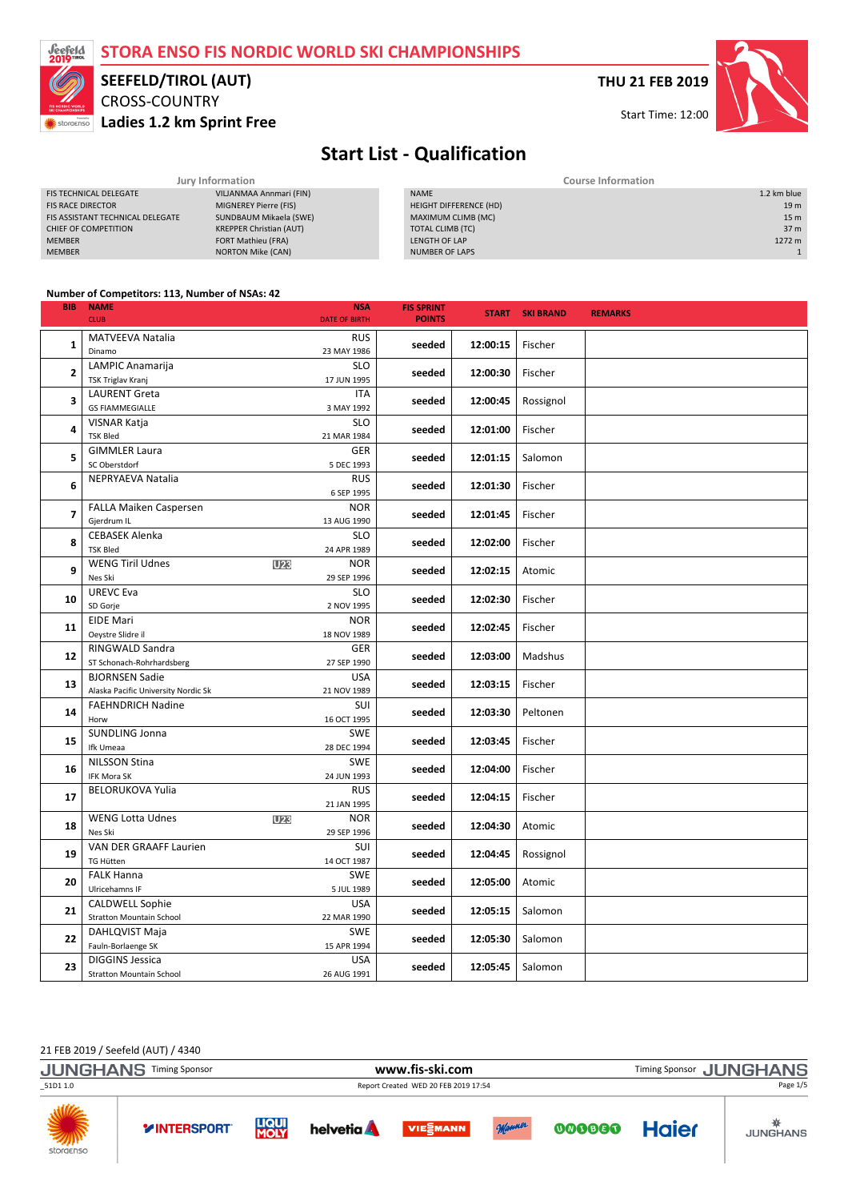# STORA ENSO FIS NORDIC WORLD SKI CHAMPIONSHIPS

## SEEFELD/TIROL (AUT)

CROSS-COUNTRY

**Ladies 1.2 km Sprint Free**

**THU 21 FEB 2019**

Start Time: 12:00

# Start List - Qualification

| Jury Information | |
|---|---|
| FIS TECHNICAL DELEGATE | VILJANMAA Annmari (FIN) |
| FIS RACE DIRECTOR | MIGNEREY Pierre (FIS) |
| FIS ASSISTANT TECHNICAL DELEGATE | SUNDBAUM Mikaela (SWE) |
| CHIEF OF COMPETITION | KREPPER Christian (AUT) |
| MEMBER | FORT Mathieu (FRA) |
| MEMBER | NORTON Mike (CAN) |

| Course Information | |
|---|---|
| NAME | 1.2 km blue |
| HEIGHT DIFFERENCE (HD) | 19 m |
| MAXIMUM CLIMB (MC) | 15 m |
| TOTAL CLIMB (TC) | 37 m |
| LENGTH OF LAP | 1272 m |
| NUMBER OF LAPS | 1 |

**Number of Competitors: 113, Number of NSAs: 42**

| BIB | NAME / CLUB | | NSA / DATE OF BIRTH | FIS SPRINT POINTS | START | SKI BRAND | REMARKS |
|---|---|---|---|---|---|---|---|
| 1 | MATVEEVA Natalia / Dinamo | | RUS / 23 MAY 1986 | seeded | 12:00:15 | Fischer | |
| 2 | LAMPIC Anamarija / TSK Triglav Kranj | | SLO / 17 JUN 1995 | seeded | 12:00:30 | Fischer | |
| 3 | LAURENT Greta / GS FIAMMEGIALLE | | ITA / 3 MAY 1992 | seeded | 12:00:45 | Rossignol | |
| 4 | VISNAR Katja / TSK Bled | | SLO / 21 MAR 1984 | seeded | 12:01:00 | Fischer | |
| 5 | GIMMLER Laura / SC Oberstdorf | | GER / 5 DEC 1993 | seeded | 12:01:15 | Salomon | |
| 6 | NEPRYAEVA Natalia | | RUS / 6 SEP 1995 | seeded | 12:01:30 | Fischer | |
| 7 | FALLA Maiken Caspersen / Gjerdrum IL | | NOR / 13 AUG 1990 | seeded | 12:01:45 | Fischer | |
| 8 | CEBASEK Alenka / TSK Bled | | SLO / 24 APR 1989 | seeded | 12:02:00 | Fischer | |
| 9 | WENG Tiril Udnes / Nes Ski | U23 | NOR / 29 SEP 1996 | seeded | 12:02:15 | Atomic | |
| 10 | UREVC Eva / SD Gorje | | SLO / 2 NOV 1995 | seeded | 12:02:30 | Fischer | |
| 11 | EIDE Mari / Oeystre Slidre il | | NOR / 18 NOV 1989 | seeded | 12:02:45 | Fischer | |
| 12 | RINGWALD Sandra / ST Schonach-Rohrhardsberg | | GER / 27 SEP 1990 | seeded | 12:03:00 | Madshus | |
| 13 | BJORNSEN Sadie / Alaska Pacific University Nordic Sk | | USA / 21 NOV 1989 | seeded | 12:03:15 | Fischer | |
| 14 | FAEHNDRICH Nadine / Horw | | SUI / 16 OCT 1995 | seeded | 12:03:30 | Peltonen | |
| 15 | SUNDLING Jonna / Ifk Umeaa | | SWE / 28 DEC 1994 | seeded | 12:03:45 | Fischer | |
| 16 | NILSSON Stina / IFK Mora SK | | SWE / 24 JUN 1993 | seeded | 12:04:00 | Fischer | |
| 17 | BELORUKOVA Yulia | | RUS / 21 JAN 1995 | seeded | 12:04:15 | Fischer | |
| 18 | WENG Lotta Udnes / Nes Ski | U23 | NOR / 29 SEP 1996 | seeded | 12:04:30 | Atomic | |
| 19 | VAN DER GRAAFF Laurien / TG Hütten | | SUI / 14 OCT 1987 | seeded | 12:04:45 | Rossignol | |
| 20 | FALK Hanna / Ulricehamns IF | | SWE / 5 JUL 1989 | seeded | 12:05:00 | Atomic | |
| 21 | CALDWELL Sophie / Stratton Mountain School | | USA / 22 MAR 1990 | seeded | 12:05:15 | Salomon | |
| 22 | DAHLQVIST Maja / Fauln-Borlaenge SK | | SWE / 15 APR 1994 | seeded | 12:05:30 | Salomon | |
| 23 | DIGGINS Jessica / Stratton Mountain School | | USA / 26 AUG 1991 | seeded | 12:05:45 | Salomon | |

21 FEB 2019 / Seefeld (AUT) / 4340

Report Created WED 20 FEB 2019 17:54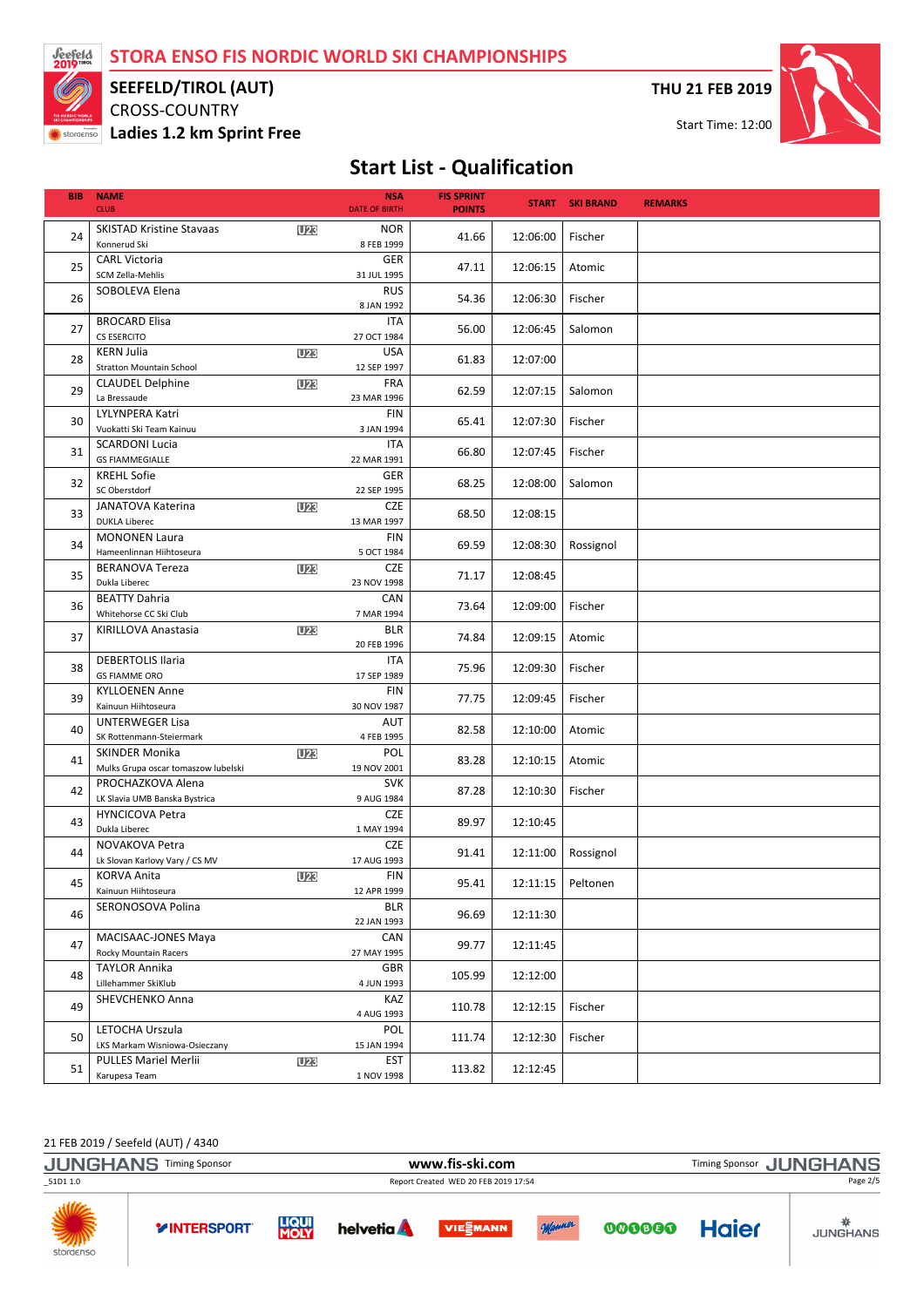# STORA ENSO FIS NORDIC WORLD SKI CHAMPIONSHIPS

**SEEFELD/TIROL (AUT)**
CROSS-COUNTRY
**Ladies 1.2 km Sprint Free**

**THU 21 FEB 2019**
Start Time: 12:00

## Start List - Qualification

| BIB | NAME / CLUB | | NSA / DATE OF BIRTH | FIS SPRINT POINTS | START | SKI BRAND | REMARKS |
|---|---|---|---|---|---|---|---|
| 24 | SKISTAD Kristine Stavaas<br>Konnerud Ski | U23 | NOR<br>8 FEB 1999 | 41.66 | 12:06:00 | Fischer | |
| 25 | CARL Victoria<br>SCM Zella-Mehlis | | GER<br>31 JUL 1995 | 47.11 | 12:06:15 | Atomic | |
| 26 | SOBOLEVA Elena | | RUS<br>8 JAN 1992 | 54.36 | 12:06:30 | Fischer | |
| 27 | BROCARD Elisa<br>CS ESERCITO | | ITA<br>27 OCT 1984 | 56.00 | 12:06:45 | Salomon | |
| 28 | KERN Julia<br>Stratton Mountain School | U23 | USA<br>12 SEP 1997 | 61.83 | 12:07:00 | | |
| 29 | CLAUDEL Delphine<br>La Bressaude | U23 | FRA<br>23 MAR 1996 | 62.59 | 12:07:15 | Salomon | |
| 30 | LYLYNPERA Katri<br>Vuokatti Ski Team Kainuu | | FIN<br>3 JAN 1994 | 65.41 | 12:07:30 | Fischer | |
| 31 | SCARDONI Lucia<br>GS FIAMMEGIALLE | | ITA<br>22 MAR 1991 | 66.80 | 12:07:45 | Fischer | |
| 32 | KREHL Sofie<br>SC Oberstdorf | | GER<br>22 SEP 1995 | 68.25 | 12:08:00 | Salomon | |
| 33 | JANATOVA Katerina<br>DUKLA Liberec | U23 | CZE<br>13 MAR 1997 | 68.50 | 12:08:15 | | |
| 34 | MONONEN Laura<br>Hameenlinnan Hiihtoseura | | FIN<br>5 OCT 1984 | 69.59 | 12:08:30 | Rossignol | |
| 35 | BERANOVA Tereza<br>Dukla Liberec | U23 | CZE<br>23 NOV 1998 | 71.17 | 12:08:45 | | |
| 36 | BEATTY Dahria<br>Whitehorse CC Ski Club | | CAN<br>7 MAR 1994 | 73.64 | 12:09:00 | Fischer | |
| 37 | KIRILLOVA Anastasia | U23 | BLR<br>20 FEB 1996 | 74.84 | 12:09:15 | Atomic | |
| 38 | DEBERTOLIS Ilaria<br>GS FIAMME ORO | | ITA<br>17 SEP 1989 | 75.96 | 12:09:30 | Fischer | |
| 39 | KYLLOENEN Anne<br>Kainuun Hiihtoseura | | FIN<br>30 NOV 1987 | 77.75 | 12:09:45 | Fischer | |
| 40 | UNTERWEGER Lisa<br>SK Rottenmann-Steiermark | | AUT<br>4 FEB 1995 | 82.58 | 12:10:00 | Atomic | |
| 41 | SKINDER Monika<br>Mulks Grupa oscar tomaszow lubelski | U23 | POL<br>19 NOV 2001 | 83.28 | 12:10:15 | Atomic | |
| 42 | PROCHAZKOVA Alena<br>LK Slavia UMB Banska Bystrica | | SVK<br>9 AUG 1984 | 87.28 | 12:10:30 | Fischer | |
| 43 | HYNCICOVA Petra<br>Dukla Liberec | | CZE<br>1 MAY 1994 | 89.97 | 12:10:45 | | |
| 44 | NOVAKOVA Petra<br>Lk Slovan Karlovy Vary / CS MV | | CZE<br>17 AUG 1993 | 91.41 | 12:11:00 | Rossignol | |
| 45 | KORVA Anita<br>Kainuun Hiihtoseura | U23 | FIN<br>12 APR 1999 | 95.41 | 12:11:15 | Peltonen | |
| 46 | SERONOSOVA Polina | | BLR<br>22 JAN 1993 | 96.69 | 12:11:30 | | |
| 47 | MACISAAC-JONES Maya<br>Rocky Mountain Racers | | CAN<br>27 MAY 1995 | 99.77 | 12:11:45 | | |
| 48 | TAYLOR Annika<br>Lillehammer SkiKlub | | GBR<br>4 JUN 1993 | 105.99 | 12:12:00 | | |
| 49 | SHEVCHENKO Anna | | KAZ<br>4 AUG 1993 | 110.78 | 12:12:15 | Fischer | |
| 50 | LETOCHA Urszula<br>LKS Markam Wisniowa-Osieczany | | POL<br>15 JAN 1994 | 111.74 | 12:12:30 | Fischer | |
| 51 | PULLES Mariel Merlii<br>Karupesa Team | U23 | EST<br>1 NOV 1998 | 113.82 | 12:12:45 | | |

21 FEB 2019 / Seefeld (AUT) / 4340

Report Created WED 20 FEB 2019 17:54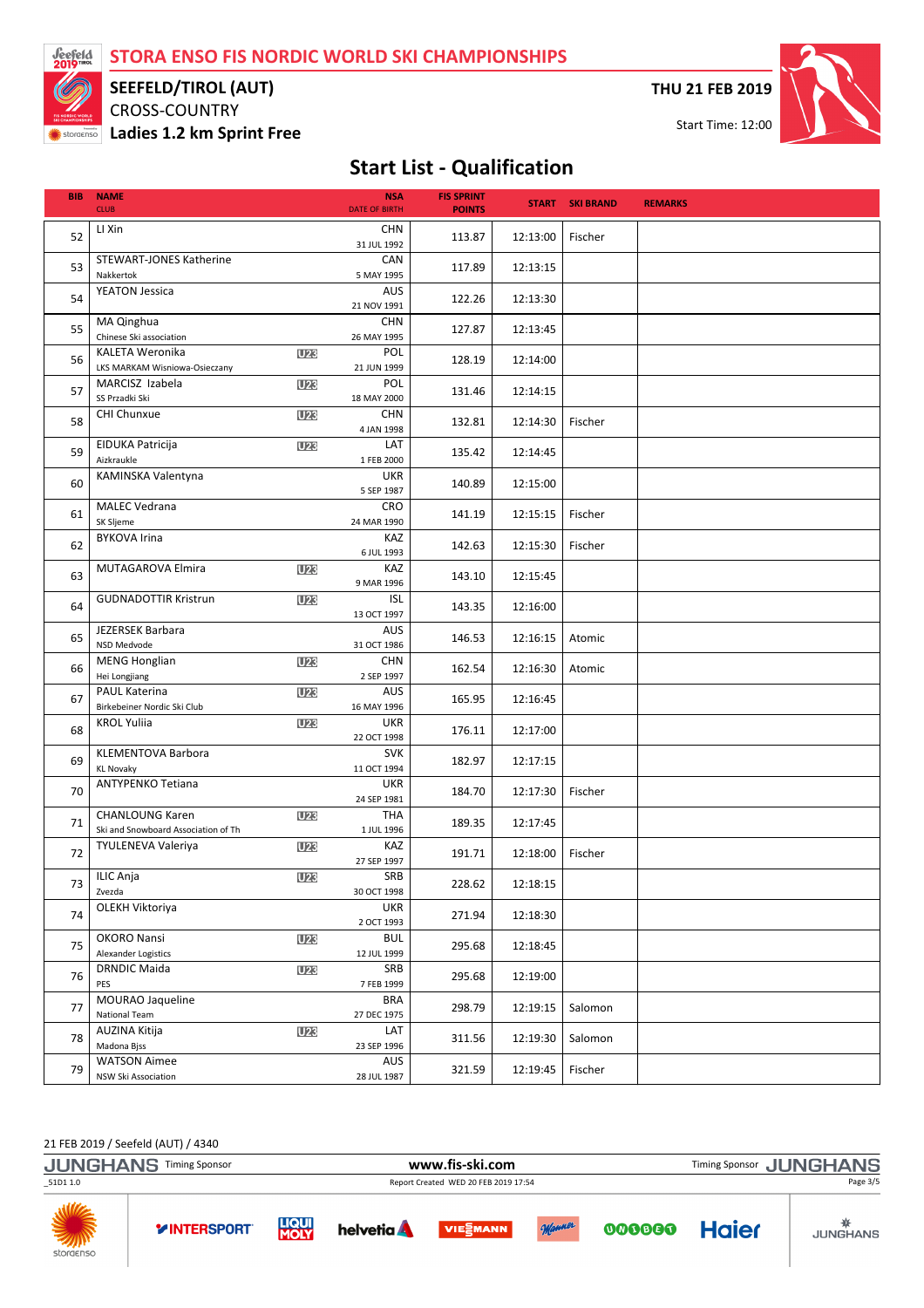# STORA ENSO FIS NORDIC WORLD SKI CHAMPIONSHIPS

**SEEFELD/TIROL (AUT)**

CROSS-COUNTRY

**Ladies 1.2 km Sprint Free**

**THU 21 FEB 2019**

Start Time: 12:00

## Start List - Qualification

| BIB | NAME / CLUB | | NSA / DATE OF BIRTH | FIS SPRINT POINTS | START | SKI BRAND | REMARKS |
|---|---|---|---|---|---|---|---|
| 52 | LI Xin | | CHN / 31 JUL 1992 | 113.87 | 12:13:00 | Fischer | |
| 53 | STEWART-JONES Katherine / Nakkertok | | CAN / 5 MAY 1995 | 117.89 | 12:13:15 | | |
| 54 | YEATON Jessica | | AUS / 21 NOV 1991 | 122.26 | 12:13:30 | | |
| 55 | MA Qinghua / Chinese Ski association | | CHN / 26 MAY 1995 | 127.87 | 12:13:45 | | |
| 56 | KALETA Weronika / LKS MARKAM Wisniowa-Osieczany | U23 | POL / 21 JUN 1999 | 128.19 | 12:14:00 | | |
| 57 | MARCISZ Izabela / SS Przadki Ski | U23 | POL / 18 MAY 2000 | 131.46 | 12:14:15 | | |
| 58 | CHI Chunxue | U23 | CHN / 4 JAN 1998 | 132.81 | 12:14:30 | Fischer | |
| 59 | EIDUKA Patricija / Aizkraukle | U23 | LAT / 1 FEB 2000 | 135.42 | 12:14:45 | | |
| 60 | KAMINSKA Valentyna | | UKR / 5 SEP 1987 | 140.89 | 12:15:00 | | |
| 61 | MALEC Vedrana / SK Sljeme | | CRO / 24 MAR 1990 | 141.19 | 12:15:15 | Fischer | |
| 62 | BYKOVA Irina | | KAZ / 6 JUL 1993 | 142.63 | 12:15:30 | Fischer | |
| 63 | MUTAGAROVA Elmira | U23 | KAZ / 9 MAR 1996 | 143.10 | 12:15:45 | | |
| 64 | GUDNADOTTIR Kristrun | U23 | ISL / 13 OCT 1997 | 143.35 | 12:16:00 | | |
| 65 | JEZERSEK Barbara / NSD Medvode | | AUS / 31 OCT 1986 | 146.53 | 12:16:15 | Atomic | |
| 66 | MENG Honglian / Hei Longjiang | U23 | CHN / 2 SEP 1997 | 162.54 | 12:16:30 | Atomic | |
| 67 | PAUL Katerina / Birkebeiner Nordic Ski Club | U23 | AUS / 16 MAY 1996 | 165.95 | 12:16:45 | | |
| 68 | KROL Yuliia | U23 | UKR / 22 OCT 1998 | 176.11 | 12:17:00 | | |
| 69 | KLEMENTOVA Barbora / KL Novaky | | SVK / 11 OCT 1994 | 182.97 | 12:17:15 | | |
| 70 | ANTYPENKO Tetiana | | UKR / 24 SEP 1981 | 184.70 | 12:17:30 | Fischer | |
| 71 | CHANLOUNG Karen / Ski and Snowboard Association of Th | U23 | THA / 1 JUL 1996 | 189.35 | 12:17:45 | | |
| 72 | TYULENEVA Valeriya | U23 | KAZ / 27 SEP 1997 | 191.71 | 12:18:00 | Fischer | |
| 73 | ILIC Anja / Zvezda | U23 | SRB / 30 OCT 1998 | 228.62 | 12:18:15 | | |
| 74 | OLEKH Viktoriya | | UKR / 2 OCT 1993 | 271.94 | 12:18:30 | | |
| 75 | OKORO Nansi / Alexander Logistics | U23 | BUL / 12 JUL 1999 | 295.68 | 12:18:45 | | |
| 76 | DRNDIC Maida / PES | U23 | SRB / 7 FEB 1999 | 295.68 | 12:19:00 | | |
| 77 | MOURAO Jaqueline / National Team | | BRA / 27 DEC 1975 | 298.79 | 12:19:15 | Salomon | |
| 78 | AUZINA Kitija / Madona Bjss | U23 | LAT / 23 SEP 1996 | 311.56 | 12:19:30 | Salomon | |
| 79 | WATSON Aimee / NSW Ski Association | | AUS / 28 JUL 1987 | 321.59 | 12:19:45 | Fischer | |

21 FEB 2019 / Seefeld (AUT) / 4340

www.fis-ski.com

_51D1 1.0 Report Created WED 20 FEB 2019 17:54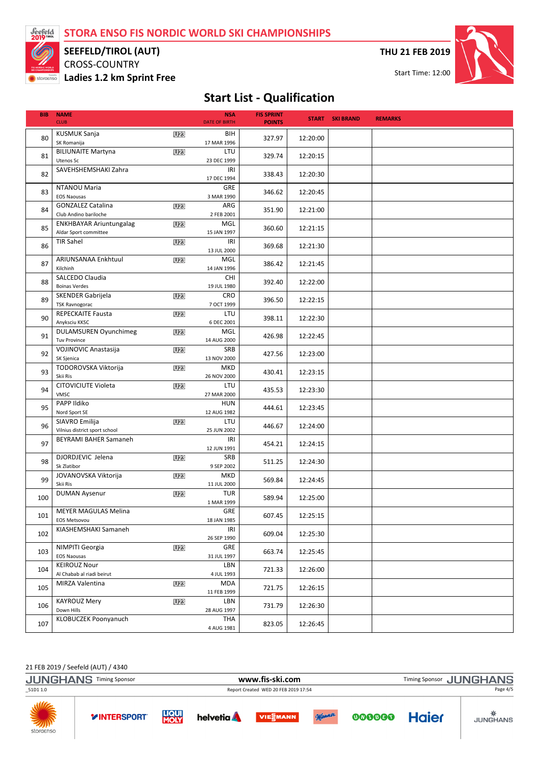# STORA ENSO FIS NORDIC WORLD SKI CHAMPIONSHIPS

**SEEFELD/TIROL (AUT)**

CROSS-COUNTRY

**Ladies 1.2 km Sprint Free**

**THU 21 FEB 2019**

Start Time: 12:00

## Start List - Qualification

| BIB | NAME / CLUB | | NSA / DATE OF BIRTH | FIS SPRINT POINTS | START | SKI BRAND | REMARKS |
|---|---|---|---|---|---|---|---|
| 80 | KUSMUK Sanja<br>SK Romanija | U23 | BIH<br>17 MAR 1996 | 327.97 | 12:20:00 | | |
| 81 | BILIUNAITE Martyna<br>Utenos Sc | U23 | LTU<br>23 DEC 1999 | 329.74 | 12:20:15 | | |
| 82 | SAVEHSHEMSHAKI Zahra | | IRI<br>17 DEC 1994 | 338.43 | 12:20:30 | | |
| 83 | NTANOU Maria<br>EOS Naousas | | GRE<br>3 MAR 1990 | 346.62 | 12:20:45 | | |
| 84 | GONZALEZ Catalina<br>Club Andino bariloche | U23 | ARG<br>2 FEB 2001 | 351.90 | 12:21:00 | | |
| 85 | ENKHBAYAR Ariuntungalag<br>Aldar Sport committee | U23 | MGL<br>15 JAN 1997 | 360.60 | 12:21:15 | | |
| 86 | TIR Sahel | U23 | IRI<br>13 JUL 2000 | 369.68 | 12:21:30 | | |
| 87 | ARIUNSANAA Enkhtuul<br>Kilchinh | U23 | MGL<br>14 JAN 1996 | 386.42 | 12:21:45 | | |
| 88 | SALCEDO Claudia<br>Boinas Verdes | | CHI<br>19 JUL 1980 | 392.40 | 12:22:00 | | |
| 89 | SKENDER Gabrijela<br>TSK Ravnogorac | U23 | CRO<br>7 OCT 1999 | 396.50 | 12:22:15 | | |
| 90 | REPECKAITE Fausta<br>Anyksciu KKSC | U23 | LTU<br>6 DEC 2001 | 398.11 | 12:22:30 | | |
| 91 | DULAMSUREN Oyunchimeg<br>Tuv Province | U23 | MGL<br>14 AUG 2000 | 426.98 | 12:22:45 | | |
| 92 | VOJINOVIC Anastasija<br>SK Sjenica | U23 | SRB<br>13 NOV 2000 | 427.56 | 12:23:00 | | |
| 93 | TODOROVSKA Viktorija<br>Skii Ris | U23 | MKD<br>26 NOV 2000 | 430.41 | 12:23:15 | | |
| 94 | CITOVICIUTE Violeta<br>VMSC | U23 | LTU<br>27 MAR 2000 | 435.53 | 12:23:30 | | |
| 95 | PAPP Ildiko<br>Nord Sport SE | | HUN<br>12 AUG 1982 | 444.61 | 12:23:45 | | |
| 96 | SIAVRO Emilija<br>Vilnius district sport school | U23 | LTU<br>25 JUN 2002 | 446.67 | 12:24:00 | | |
| 97 | BEYRAMI BAHER Samaneh | | IRI<br>12 JUN 1991 | 454.21 | 12:24:15 | | |
| 98 | DJORDJEVIC Jelena<br>Sk Zlatibor | U23 | SRB<br>9 SEP 2002 | 511.25 | 12:24:30 | | |
| 99 | JOVANOVSKA Viktorija<br>Skii Ris | U23 | MKD<br>11 JUL 2000 | 569.84 | 12:24:45 | | |
| 100 | DUMAN Aysenur | U23 | TUR<br>1 MAR 1999 | 589.94 | 12:25:00 | | |
| 101 | MEYER MAGULAS Melina<br>EOS Metsovou | | GRE<br>18 JAN 1985 | 607.45 | 12:25:15 | | |
| 102 | KIASHEMSHAKI Samaneh | | IRI<br>26 SEP 1990 | 609.04 | 12:25:30 | | |
| 103 | NIMPITI Georgia<br>EOS Naousas | U23 | GRE<br>31 JUL 1997 | 663.74 | 12:25:45 | | |
| 104 | KEIROUZ Nour<br>Al Chabab al riadi beirut | | LBN<br>4 JUL 1993 | 721.33 | 12:26:00 | | |
| 105 | MIRZA Valentina | U23 | MDA<br>11 FEB 1999 | 721.75 | 12:26:15 | | |
| 106 | KAYROUZ Mery<br>Down Hills | U23 | LBN<br>28 AUG 1997 | 731.79 | 12:26:30 | | |
| 107 | KLOBUCZEK Poonyanuch | | THA<br>4 AUG 1981 | 823.05 | 12:26:45 | | |

21 FEB 2019 / Seefeld (AUT) / 4340

_51D1 1.0 Report Created WED 20 FEB 2019 17:54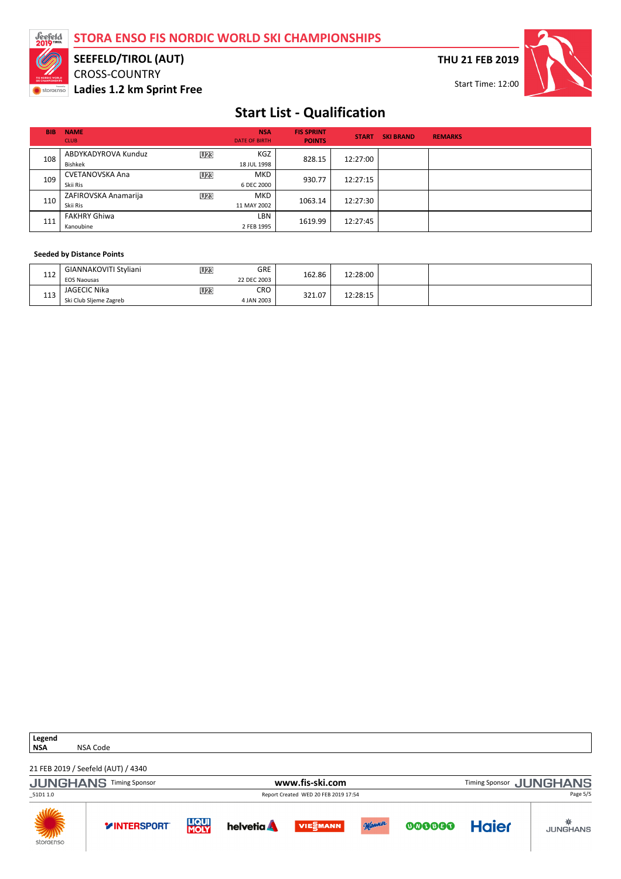# STORA ENSO FIS NORDIC WORLD SKI CHAMPIONSHIPS

**SEEFELD/TIROL (AUT)**

CROSS-COUNTRY

**Ladies 1.2 km Sprint Free**

**THU 21 FEB 2019**

Start Time: 12:00

## Start List - Qualification

| BIB | NAME / CLUB | | NSA / DATE OF BIRTH | FIS SPRINT POINTS | START | SKI BRAND | REMARKS |
|---|---|---|---|---|---|---|---|
| 108 | ABDYKADYROVA Kunduz<br>Bishkek | U23 | KGZ<br>18 JUL 1998 | 828.15 | 12:27:00 | | |
| 109 | CVETANOVSKA Ana<br>Skii Ris | U23 | MKD<br>6 DEC 2000 | 930.77 | 12:27:15 | | |
| 110 | ZAFIROVSKA Anamarija<br>Skii Ris | U23 | MKD<br>11 MAY 2002 | 1063.14 | 12:27:30 | | |
| 111 | FAKHRY Ghiwa<br>Kanoubine | | LBN<br>2 FEB 1995 | 1619.99 | 12:27:45 | | |

**Seeded by Distance Points**

| BIB | NAME / CLUB | | NSA / DATE OF BIRTH | FIS SPRINT POINTS | START | SKI BRAND | REMARKS |
|---|---|---|---|---|---|---|---|
| 112 | GIANNAKOVITI Styliani<br>EOS Naousas | U23 | GRE<br>22 DEC 2003 | 162.86 | 12:28:00 | | |
| 113 | JAGECIC Nika<br>Ski Club Sljeme Zagreb | U23 | CRO<br>4 JAN 2003 | 321.07 | 12:28:15 | | |

**Legend**
**NSA** NSA Code

21 FEB 2019 / Seefeld (AUT) / 4340

Report Created WED 20 FEB 2019 17:54